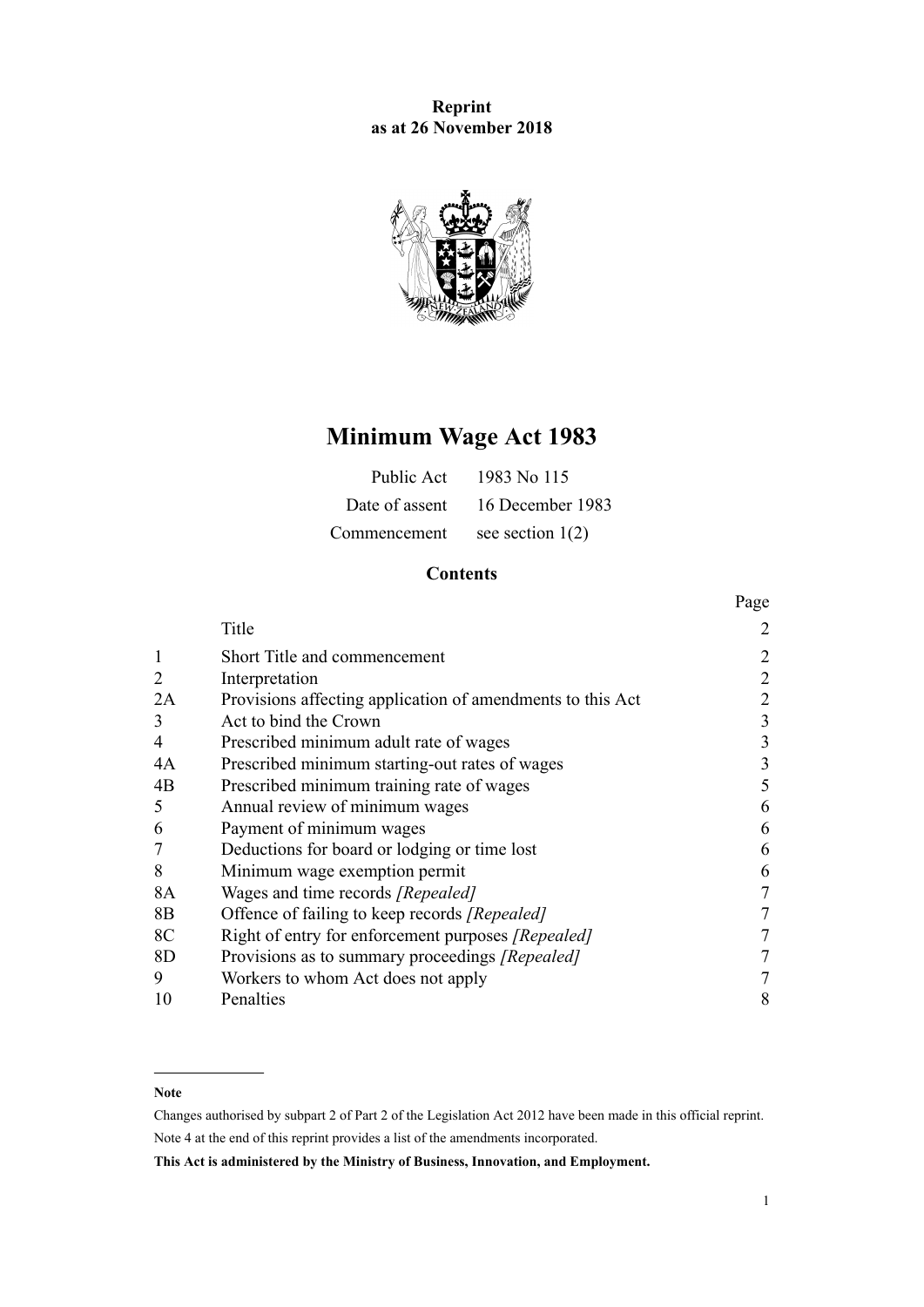**Reprint**
**as at 26 November 2018**

# Minimum Wage Act 1983

| | |
|---|---|
| Public Act | 1983 No 115 |
| Date of assent | 16 December 1983 |
| Commencement | see section 1(2) |

## Contents

| | | Page |
|---|---|---|
| | Title | 2 |
| 1 | Short Title and commencement | 2 |
| 2 | Interpretation | 2 |
| 2A | Provisions affecting application of amendments to this Act | 2 |
| 3 | Act to bind the Crown | 3 |
| 4 | Prescribed minimum adult rate of wages | 3 |
| 4A | Prescribed minimum starting-out rates of wages | 3 |
| 4B | Prescribed minimum training rate of wages | 5 |
| 5 | Annual review of minimum wages | 6 |
| 6 | Payment of minimum wages | 6 |
| 7 | Deductions for board or lodging or time lost | 6 |
| 8 | Minimum wage exemption permit | 6 |
| 8A | Wages and time records *[Repealed]* | 7 |
| 8B | Offence of failing to keep records *[Repealed]* | 7 |
| 8C | Right of entry for enforcement purposes *[Repealed]* | 7 |
| 8D | Provisions as to summary proceedings *[Repealed]* | 7 |
| 9 | Workers to whom Act does not apply | 7 |
| 10 | Penalties | 8 |

---

**Note**

Changes authorised by subpart 2 of Part 2 of the Legislation Act 2012 have been made in this official reprint.

Note 4 at the end of this reprint provides a list of the amendments incorporated.

**This Act is administered by the Ministry of Business, Innovation, and Employment.**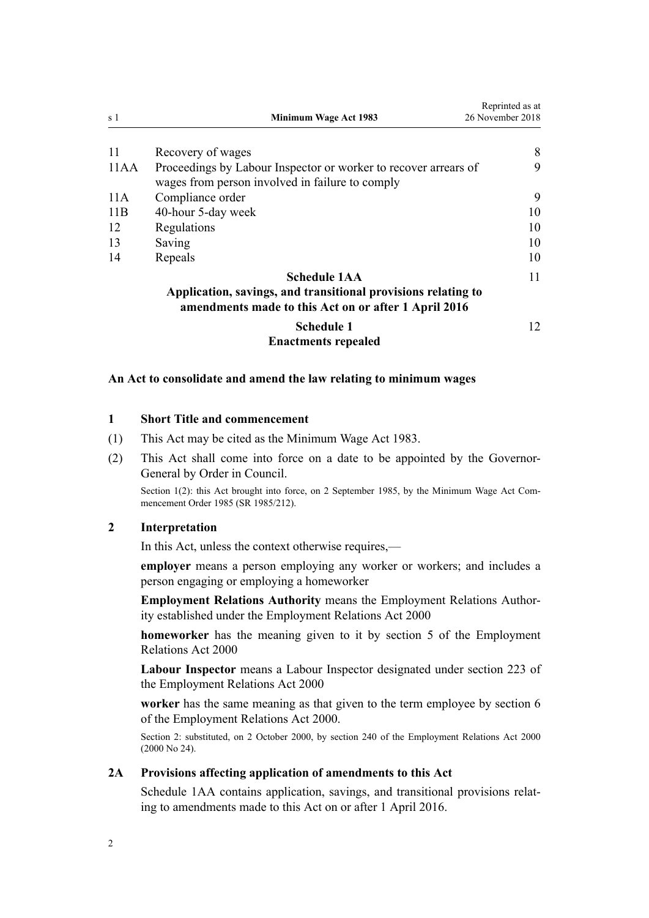| | | |
|---|---|---|
| 11 | Recovery of wages | 8 |
| 11AA | Proceedings by Labour Inspector or worker to recover arrears of wages from person involved in failure to comply | 9 |
| 11A | Compliance order | 9 |
| 11B | 40-hour 5-day week | 10 |
| 12 | Regulations | 10 |
| 13 | Saving | 10 |
| 14 | Repeals | 10 |
| | **Schedule 1AA**<br>**Application, savings, and transitional provisions relating to amendments made to this Act on or after 1 April 2016** | 11 |
| | **Schedule 1**<br>**Enactments repealed** | 12 |

**An Act to consolidate and amend the law relating to minimum wages**

### 1 Short Title and commencement

(1) This Act may be cited as the Minimum Wage Act 1983.

(2) This Act shall come into force on a date to be appointed by the Governor-General by Order in Council.

Section 1(2): this Act brought into force, on 2 September 1985, by the Minimum Wage Act Commencement Order 1985 (SR 1985/212).

### 2 Interpretation

In this Act, unless the context otherwise requires,—

**employer** means a person employing any worker or workers; and includes a person engaging or employing a homeworker

**Employment Relations Authority** means the Employment Relations Authority established under the Employment Relations Act 2000

**homeworker** has the meaning given to it by section 5 of the Employment Relations Act 2000

**Labour Inspector** means a Labour Inspector designated under section 223 of the Employment Relations Act 2000

**worker** has the same meaning as that given to the term employee by section 6 of the Employment Relations Act 2000.

Section 2: substituted, on 2 October 2000, by section 240 of the Employment Relations Act 2000 (2000 No 24).

### 2A Provisions affecting application of amendments to this Act

Schedule 1AA contains application, savings, and transitional provisions relating to amendments made to this Act on or after 1 April 2016.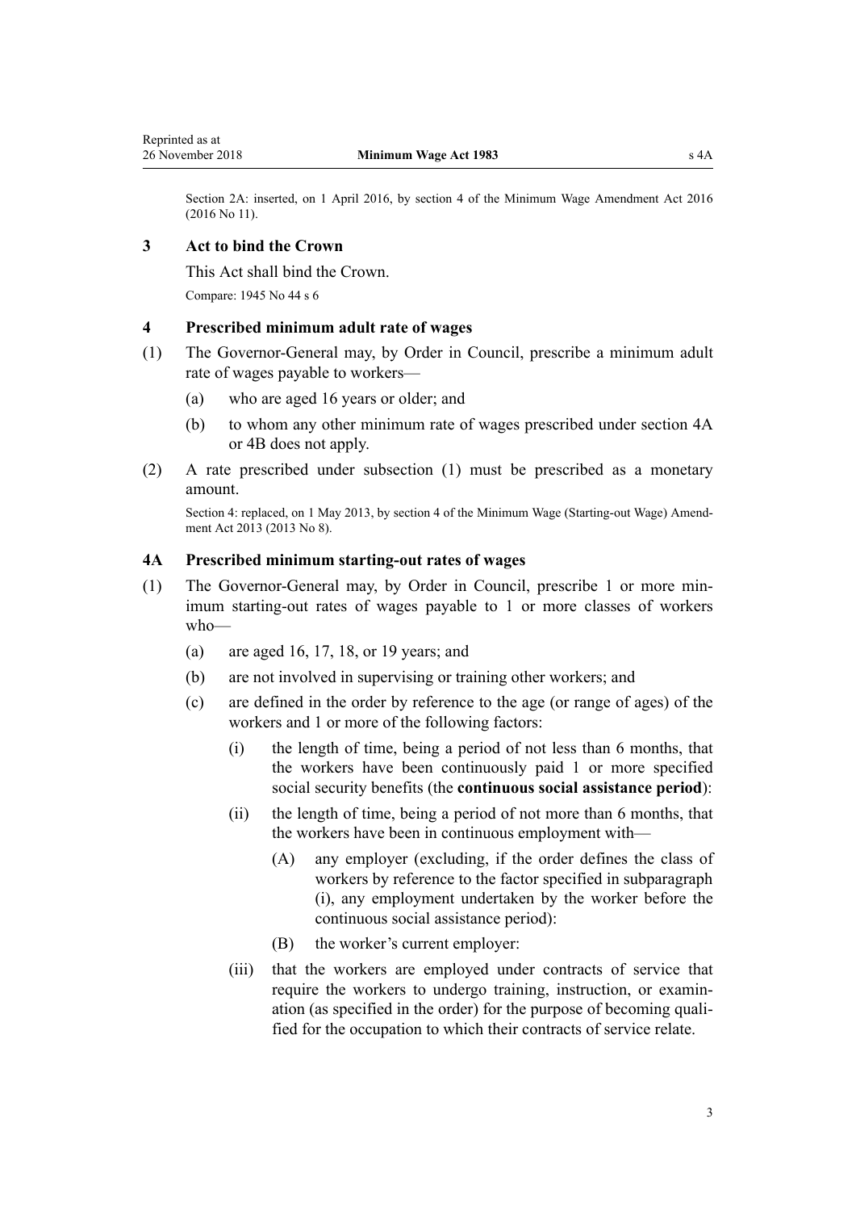Section 2A: inserted, on 1 April 2016, by section 4 of the Minimum Wage Amendment Act 2016 (2016 No 11).

### 3 Act to bind the Crown

This Act shall bind the Crown.

Compare: 1945 No 44 s 6

### 4 Prescribed minimum adult rate of wages

(1) The Governor-General may, by Order in Council, prescribe a minimum adult rate of wages payable to workers—

- (a) who are aged 16 years or older; and
- (b) to whom any other minimum rate of wages prescribed under section 4A or 4B does not apply.

(2) A rate prescribed under subsection (1) must be prescribed as a monetary amount.

Section 4: replaced, on 1 May 2013, by section 4 of the Minimum Wage (Starting-out Wage) Amendment Act 2013 (2013 No 8).

### 4A Prescribed minimum starting-out rates of wages

(1) The Governor-General may, by Order in Council, prescribe 1 or more minimum starting-out rates of wages payable to 1 or more classes of workers who—

- (a) are aged 16, 17, 18, or 19 years; and
- (b) are not involved in supervising or training other workers; and
- (c) are defined in the order by reference to the age (or range of ages) of the workers and 1 or more of the following factors:
  - (i) the length of time, being a period of not less than 6 months, that the workers have been continuously paid 1 or more specified social security benefits (the **continuous social assistance period**):
  - (ii) the length of time, being a period of not more than 6 months, that the workers have been in continuous employment with—
    - (A) any employer (excluding, if the order defines the class of workers by reference to the factor specified in subparagraph (i), any employment undertaken by the worker before the continuous social assistance period):
    - (B) the worker's current employer:
  - (iii) that the workers are employed under contracts of service that require the workers to undergo training, instruction, or examination (as specified in the order) for the purpose of becoming qualified for the occupation to which their contracts of service relate.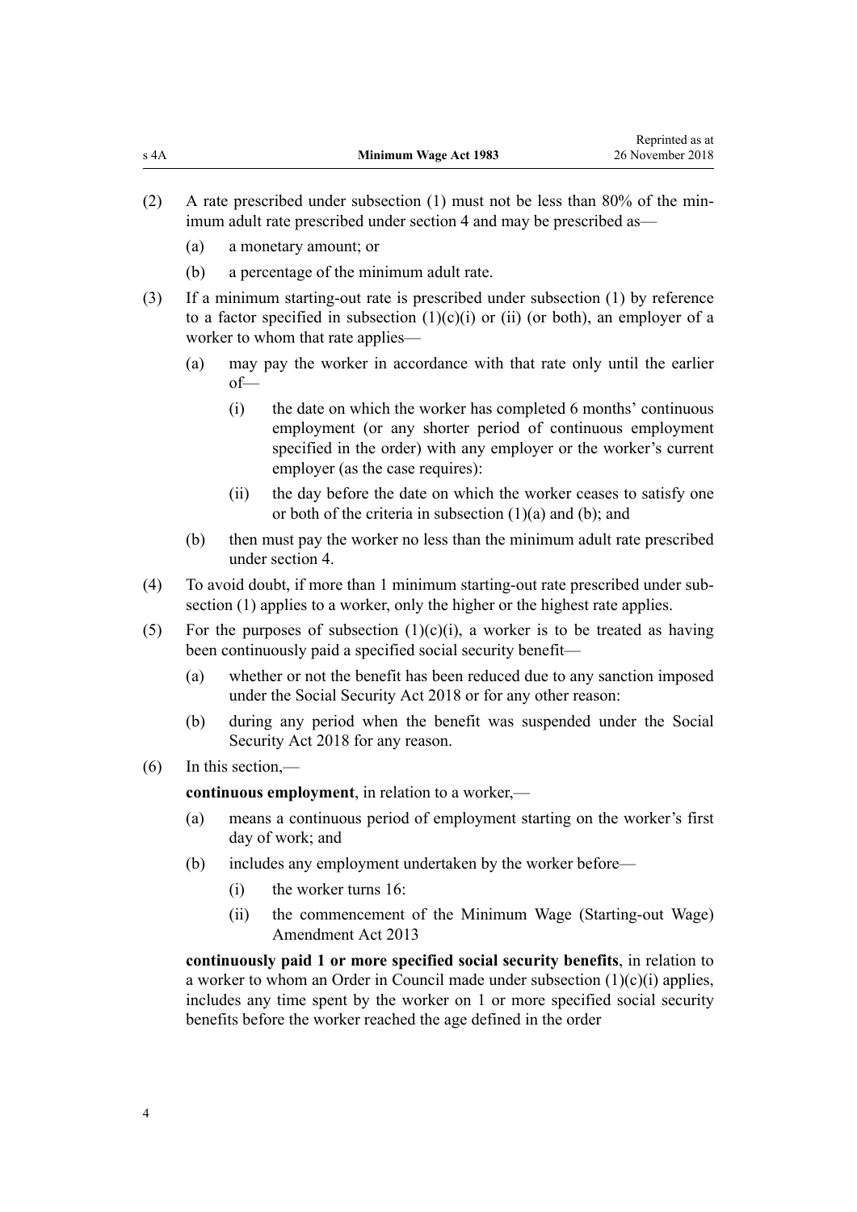(2) A rate prescribed under subsection (1) must not be less than 80% of the minimum adult rate prescribed under section 4 and may be prescribed as—

  (a) a monetary amount; or

  (b) a percentage of the minimum adult rate.

(3) If a minimum starting-out rate is prescribed under subsection (1) by reference to a factor specified in subsection (1)(c)(i) or (ii) (or both), an employer of a worker to whom that rate applies—

  (a) may pay the worker in accordance with that rate only until the earlier of—

    (i) the date on which the worker has completed 6 months' continuous employment (or any shorter period of continuous employment specified in the order) with any employer or the worker's current employer (as the case requires):

    (ii) the day before the date on which the worker ceases to satisfy one or both of the criteria in subsection (1)(a) and (b); and

  (b) then must pay the worker no less than the minimum adult rate prescribed under section 4.

(4) To avoid doubt, if more than 1 minimum starting-out rate prescribed under subsection (1) applies to a worker, only the higher or the highest rate applies.

(5) For the purposes of subsection (1)(c)(i), a worker is to be treated as having been continuously paid a specified social security benefit—

  (a) whether or not the benefit has been reduced due to any sanction imposed under the Social Security Act 2018 or for any other reason:

  (b) during any period when the benefit was suspended under the Social Security Act 2018 for any reason.

(6) In this section,—

**continuous employment**, in relation to a worker,—

  (a) means a continuous period of employment starting on the worker's first day of work; and

  (b) includes any employment undertaken by the worker before—

    (i) the worker turns 16:

    (ii) the commencement of the Minimum Wage (Starting-out Wage) Amendment Act 2013

**continuously paid 1 or more specified social security benefits**, in relation to a worker to whom an Order in Council made under subsection (1)(c)(i) applies, includes any time spent by the worker on 1 or more specified social security benefits before the worker reached the age defined in the order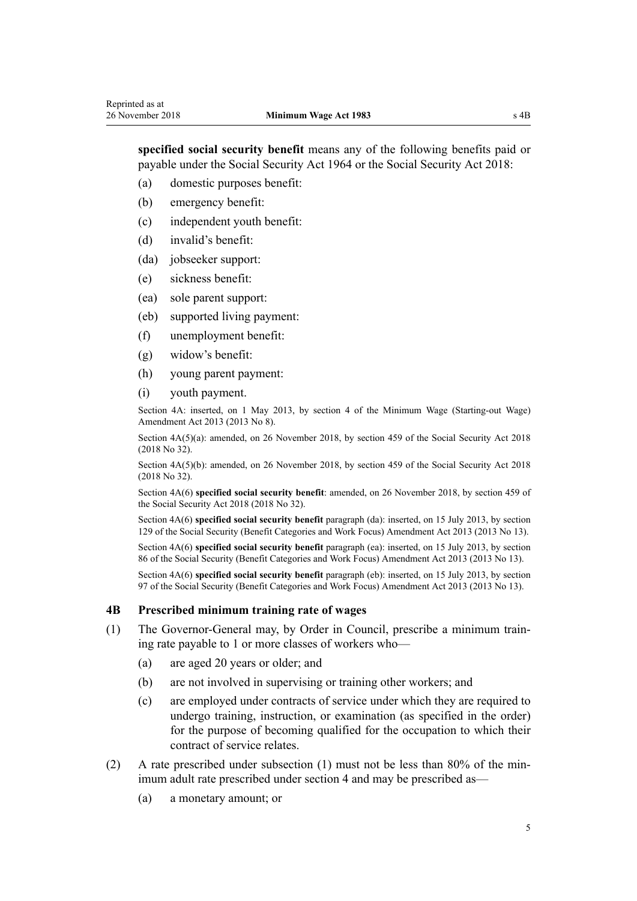**specified social security benefit** means any of the following benefits paid or payable under the Social Security Act 1964 or the Social Security Act 2018:

- (a) domestic purposes benefit:
- (b) emergency benefit:
- (c) independent youth benefit:
- (d) invalid's benefit:
- (da) jobseeker support:
- (e) sickness benefit:
- (ea) sole parent support:
- (eb) supported living payment:
- (f) unemployment benefit:
- (g) widow's benefit:
- (h) young parent payment:
- (i) youth payment.

Section 4A: inserted, on 1 May 2013, by section 4 of the Minimum Wage (Starting-out Wage) Amendment Act 2013 (2013 No 8).

Section 4A(5)(a): amended, on 26 November 2018, by section 459 of the Social Security Act 2018 (2018 No 32).

Section 4A(5)(b): amended, on 26 November 2018, by section 459 of the Social Security Act 2018 (2018 No 32).

Section 4A(6) **specified social security benefit**: amended, on 26 November 2018, by section 459 of the Social Security Act 2018 (2018 No 32).

Section 4A(6) **specified social security benefit** paragraph (da): inserted, on 15 July 2013, by section 129 of the Social Security (Benefit Categories and Work Focus) Amendment Act 2013 (2013 No 13).

Section 4A(6) **specified social security benefit** paragraph (ea): inserted, on 15 July 2013, by section 86 of the Social Security (Benefit Categories and Work Focus) Amendment Act 2013 (2013 No 13).

Section 4A(6) **specified social security benefit** paragraph (eb): inserted, on 15 July 2013, by section 97 of the Social Security (Benefit Categories and Work Focus) Amendment Act 2013 (2013 No 13).

### 4B Prescribed minimum training rate of wages

(1) The Governor-General may, by Order in Council, prescribe a minimum training rate payable to 1 or more classes of workers who—

- (a) are aged 20 years or older; and
- (b) are not involved in supervising or training other workers; and
- (c) are employed under contracts of service under which they are required to undergo training, instruction, or examination (as specified in the order) for the purpose of becoming qualified for the occupation to which their contract of service relates.

(2) A rate prescribed under subsection (1) must not be less than 80% of the minimum adult rate prescribed under section 4 and may be prescribed as—

- (a) a monetary amount; or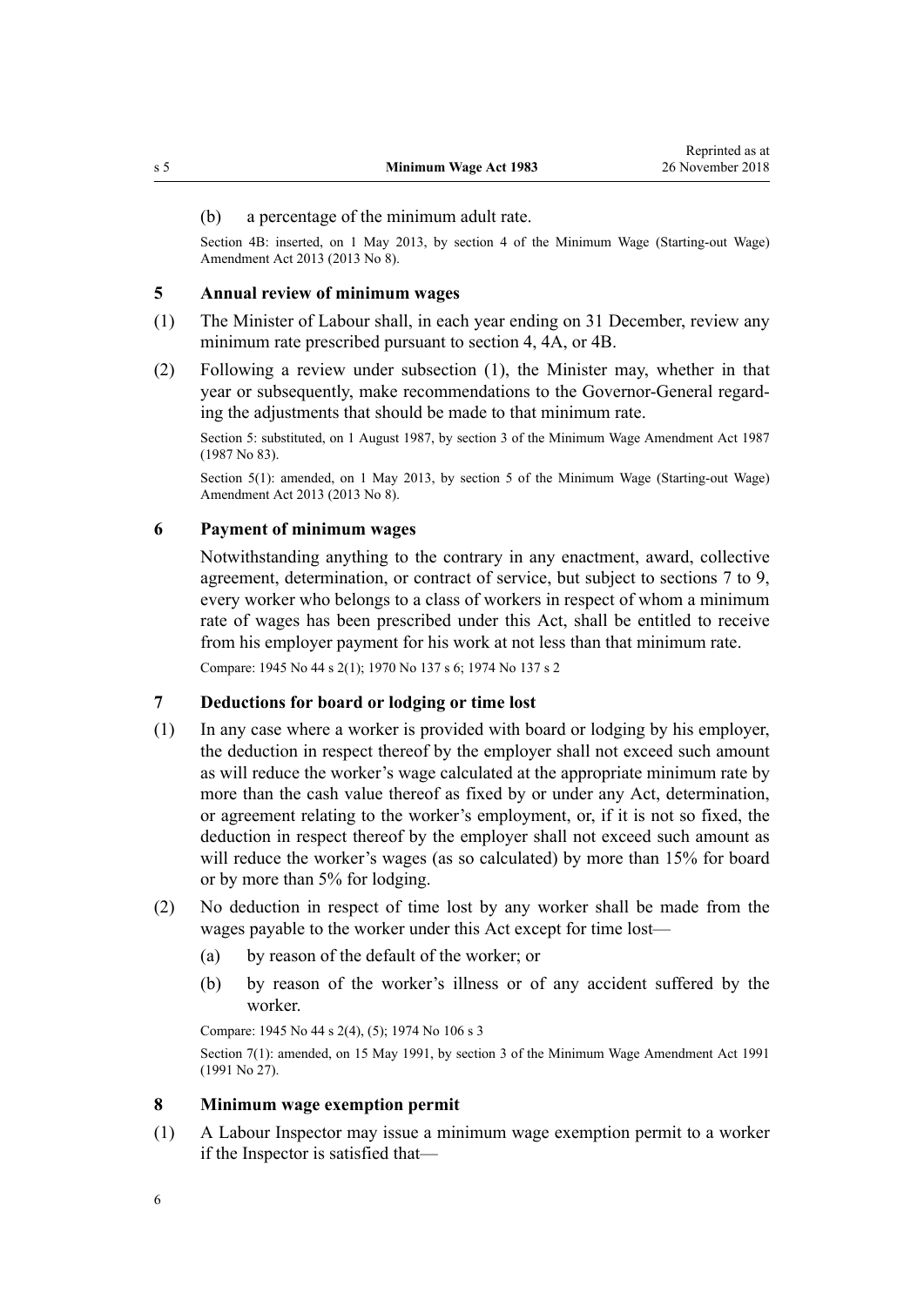(b) a percentage of the minimum adult rate.

Section 4B: inserted, on 1 May 2013, by section 4 of the Minimum Wage (Starting-out Wage) Amendment Act 2013 (2013 No 8).

### 5 Annual review of minimum wages

(1) The Minister of Labour shall, in each year ending on 31 December, review any minimum rate prescribed pursuant to section 4, 4A, or 4B.

(2) Following a review under subsection (1), the Minister may, whether in that year or subsequently, make recommendations to the Governor-General regarding the adjustments that should be made to that minimum rate.

Section 5: substituted, on 1 August 1987, by section 3 of the Minimum Wage Amendment Act 1987 (1987 No 83).

Section 5(1): amended, on 1 May 2013, by section 5 of the Minimum Wage (Starting-out Wage) Amendment Act 2013 (2013 No 8).

### 6 Payment of minimum wages

Notwithstanding anything to the contrary in any enactment, award, collective agreement, determination, or contract of service, but subject to sections 7 to 9, every worker who belongs to a class of workers in respect of whom a minimum rate of wages has been prescribed under this Act, shall be entitled to receive from his employer payment for his work at not less than that minimum rate.

Compare: 1945 No 44 s 2(1); 1970 No 137 s 6; 1974 No 137 s 2

### 7 Deductions for board or lodging or time lost

(1) In any case where a worker is provided with board or lodging by his employer, the deduction in respect thereof by the employer shall not exceed such amount as will reduce the worker's wage calculated at the appropriate minimum rate by more than the cash value thereof as fixed by or under any Act, determination, or agreement relating to the worker's employment, or, if it is not so fixed, the deduction in respect thereof by the employer shall not exceed such amount as will reduce the worker's wages (as so calculated) by more than 15% for board or by more than 5% for lodging.

(2) No deduction in respect of time lost by any worker shall be made from the wages payable to the worker under this Act except for time lost—

(a) by reason of the default of the worker; or

(b) by reason of the worker's illness or of any accident suffered by the worker.

Compare: 1945 No 44 s 2(4), (5); 1974 No 106 s 3

Section 7(1): amended, on 15 May 1991, by section 3 of the Minimum Wage Amendment Act 1991 (1991 No 27).

### 8 Minimum wage exemption permit

(1) A Labour Inspector may issue a minimum wage exemption permit to a worker if the Inspector is satisfied that—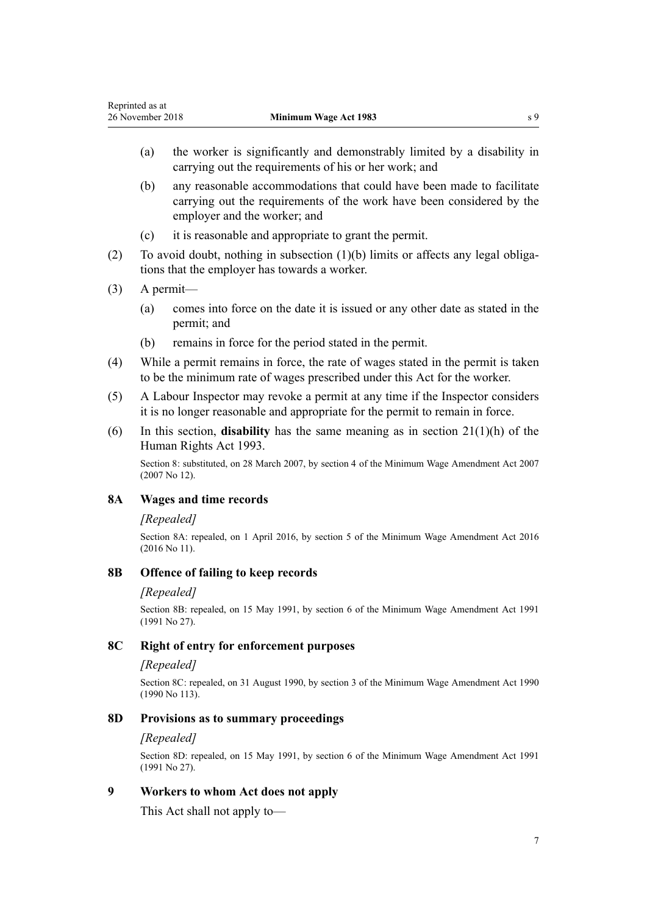(a) the worker is significantly and demonstrably limited by a disability in carrying out the requirements of his or her work; and

(b) any reasonable accommodations that could have been made to facilitate carrying out the requirements of the work have been considered by the employer and the worker; and

(c) it is reasonable and appropriate to grant the permit.

(2) To avoid doubt, nothing in subsection (1)(b) limits or affects any legal obligations that the employer has towards a worker.

(3) A permit—

(a) comes into force on the date it is issued or any other date as stated in the permit; and

(b) remains in force for the period stated in the permit.

(4) While a permit remains in force, the rate of wages stated in the permit is taken to be the minimum rate of wages prescribed under this Act for the worker.

(5) A Labour Inspector may revoke a permit at any time if the Inspector considers it is no longer reasonable and appropriate for the permit to remain in force.

(6) In this section, **disability** has the same meaning as in section 21(1)(h) of the Human Rights Act 1993.

Section 8: substituted, on 28 March 2007, by section 4 of the Minimum Wage Amendment Act 2007 (2007 No 12).

### 8A Wages and time records

*[Repealed]*

Section 8A: repealed, on 1 April 2016, by section 5 of the Minimum Wage Amendment Act 2016 (2016 No 11).

### 8B Offence of failing to keep records

*[Repealed]*

Section 8B: repealed, on 15 May 1991, by section 6 of the Minimum Wage Amendment Act 1991 (1991 No 27).

### 8C Right of entry for enforcement purposes

*[Repealed]*

Section 8C: repealed, on 31 August 1990, by section 3 of the Minimum Wage Amendment Act 1990 (1990 No 113).

### 8D Provisions as to summary proceedings

*[Repealed]*

Section 8D: repealed, on 15 May 1991, by section 6 of the Minimum Wage Amendment Act 1991 (1991 No 27).

### 9 Workers to whom Act does not apply

This Act shall not apply to—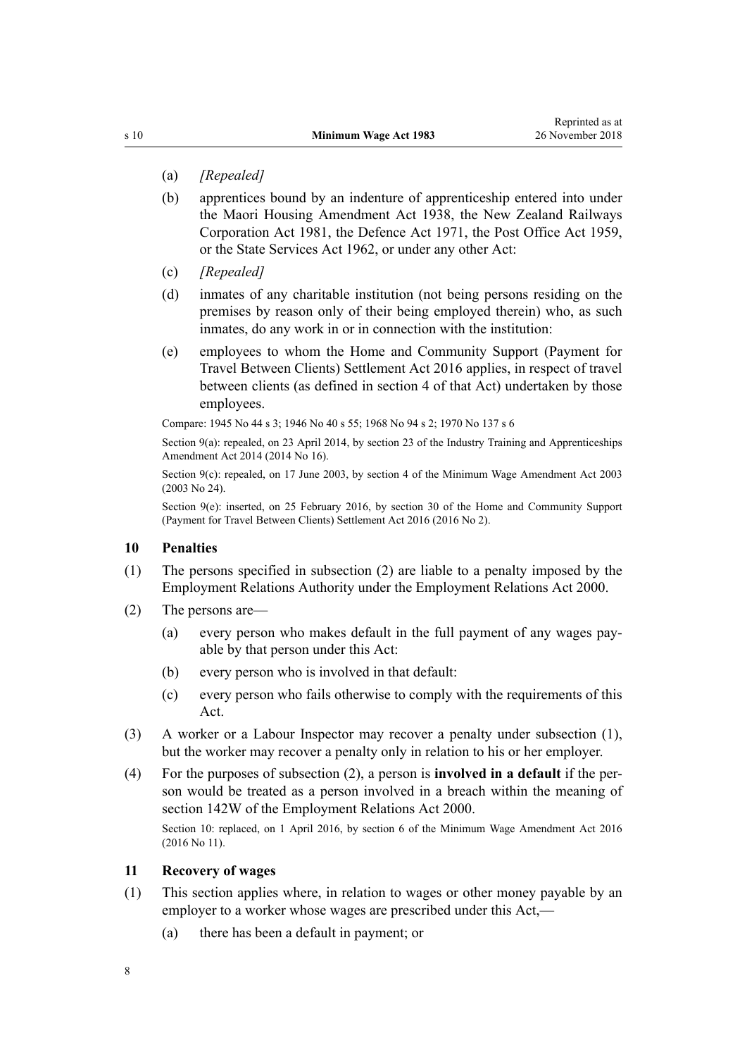(a) *[Repealed]*

(b) apprentices bound by an indenture of apprenticeship entered into under the Maori Housing Amendment Act 1938, the New Zealand Railways Corporation Act 1981, the Defence Act 1971, the Post Office Act 1959, or the State Services Act 1962, or under any other Act:

(c) *[Repealed]*

(d) inmates of any charitable institution (not being persons residing on the premises by reason only of their being employed therein) who, as such inmates, do any work in or in connection with the institution:

(e) employees to whom the Home and Community Support (Payment for Travel Between Clients) Settlement Act 2016 applies, in respect of travel between clients (as defined in section 4 of that Act) undertaken by those employees.

Compare: 1945 No 44 s 3; 1946 No 40 s 55; 1968 No 94 s 2; 1970 No 137 s 6

Section 9(a): repealed, on 23 April 2014, by section 23 of the Industry Training and Apprenticeships Amendment Act 2014 (2014 No 16).

Section 9(c): repealed, on 17 June 2003, by section 4 of the Minimum Wage Amendment Act 2003 (2003 No 24).

Section 9(e): inserted, on 25 February 2016, by section 30 of the Home and Community Support (Payment for Travel Between Clients) Settlement Act 2016 (2016 No 2).

## 10 Penalties

(1) The persons specified in subsection (2) are liable to a penalty imposed by the Employment Relations Authority under the Employment Relations Act 2000.

(2) The persons are—

(a) every person who makes default in the full payment of any wages payable by that person under this Act:

(b) every person who is involved in that default:

(c) every person who fails otherwise to comply with the requirements of this Act.

(3) A worker or a Labour Inspector may recover a penalty under subsection (1), but the worker may recover a penalty only in relation to his or her employer.

(4) For the purposes of subsection (2), a person is **involved in a default** if the person would be treated as a person involved in a breach within the meaning of section 142W of the Employment Relations Act 2000.

Section 10: replaced, on 1 April 2016, by section 6 of the Minimum Wage Amendment Act 2016 (2016 No 11).

## 11 Recovery of wages

(1) This section applies where, in relation to wages or other money payable by an employer to a worker whose wages are prescribed under this Act,—

(a) there has been a default in payment; or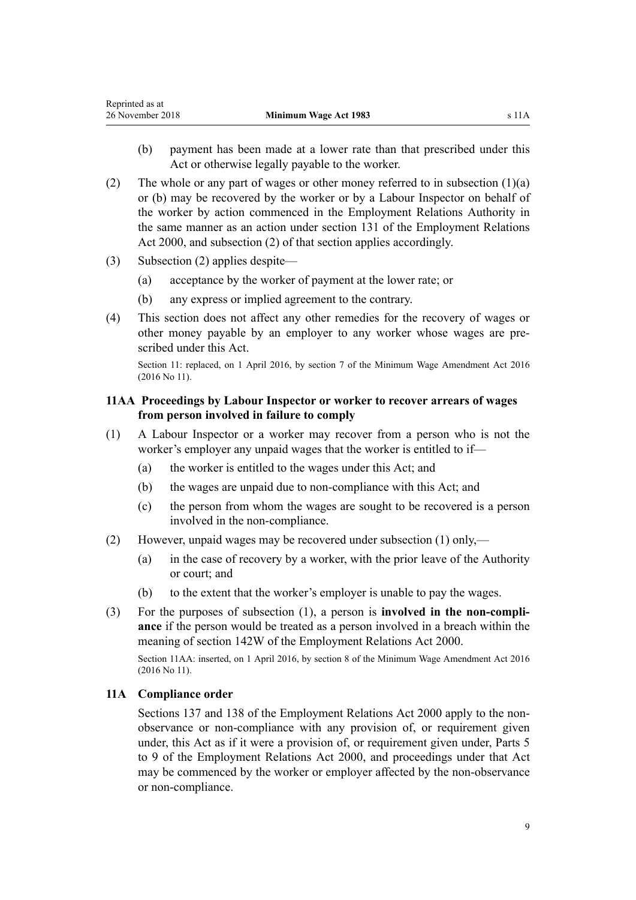(b) payment has been made at a lower rate than that prescribed under this Act or otherwise legally payable to the worker.

(2) The whole or any part of wages or other money referred to in subsection (1)(a) or (b) may be recovered by the worker or by a Labour Inspector on behalf of the worker by action commenced in the Employment Relations Authority in the same manner as an action under section 131 of the Employment Relations Act 2000, and subsection (2) of that section applies accordingly.

(3) Subsection (2) applies despite—

(a) acceptance by the worker of payment at the lower rate; or

(b) any express or implied agreement to the contrary.

(4) This section does not affect any other remedies for the recovery of wages or other money payable by an employer to any worker whose wages are prescribed under this Act.

Section 11: replaced, on 1 April 2016, by section 7 of the Minimum Wage Amendment Act 2016 (2016 No 11).

### 11AA Proceedings by Labour Inspector or worker to recover arrears of wages from person involved in failure to comply

(1) A Labour Inspector or a worker may recover from a person who is not the worker's employer any unpaid wages that the worker is entitled to if—

(a) the worker is entitled to the wages under this Act; and

(b) the wages are unpaid due to non-compliance with this Act; and

(c) the person from whom the wages are sought to be recovered is a person involved in the non-compliance.

(2) However, unpaid wages may be recovered under subsection (1) only,—

(a) in the case of recovery by a worker, with the prior leave of the Authority or court; and

(b) to the extent that the worker's employer is unable to pay the wages.

(3) For the purposes of subsection (1), a person is **involved in the non-compliance** if the person would be treated as a person involved in a breach within the meaning of section 142W of the Employment Relations Act 2000.

Section 11AA: inserted, on 1 April 2016, by section 8 of the Minimum Wage Amendment Act 2016 (2016 No 11).

### 11A Compliance order

Sections 137 and 138 of the Employment Relations Act 2000 apply to the non-observance or non-compliance with any provision of, or requirement given under, this Act as if it were a provision of, or requirement given under, Parts 5 to 9 of the Employment Relations Act 2000, and proceedings under that Act may be commenced by the worker or employer affected by the non-observance or non-compliance.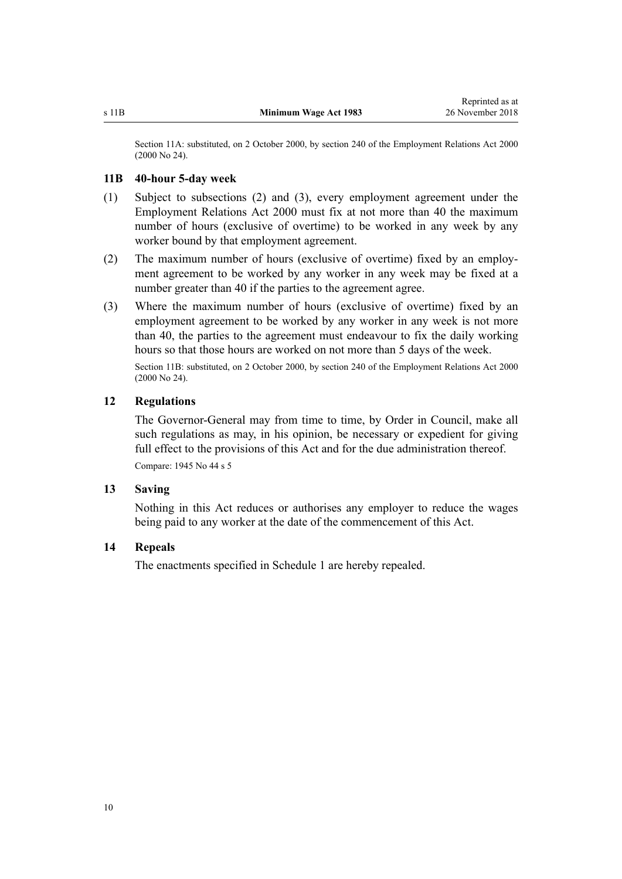Section 11A: substituted, on 2 October 2000, by section 240 of the Employment Relations Act 2000 (2000 No 24).

### 11B 40-hour 5-day week

(1) Subject to subsections (2) and (3), every employment agreement under the Employment Relations Act 2000 must fix at not more than 40 the maximum number of hours (exclusive of overtime) to be worked in any week by any worker bound by that employment agreement.

(2) The maximum number of hours (exclusive of overtime) fixed by an employment agreement to be worked by any worker in any week may be fixed at a number greater than 40 if the parties to the agreement agree.

(3) Where the maximum number of hours (exclusive of overtime) fixed by an employment agreement to be worked by any worker in any week is not more than 40, the parties to the agreement must endeavour to fix the daily working hours so that those hours are worked on not more than 5 days of the week.

Section 11B: substituted, on 2 October 2000, by section 240 of the Employment Relations Act 2000 (2000 No 24).

### 12 Regulations

The Governor-General may from time to time, by Order in Council, make all such regulations as may, in his opinion, be necessary or expedient for giving full effect to the provisions of this Act and for the due administration thereof.

Compare: 1945 No 44 s 5

### 13 Saving

Nothing in this Act reduces or authorises any employer to reduce the wages being paid to any worker at the date of the commencement of this Act.

### 14 Repeals

The enactments specified in Schedule 1 are hereby repealed.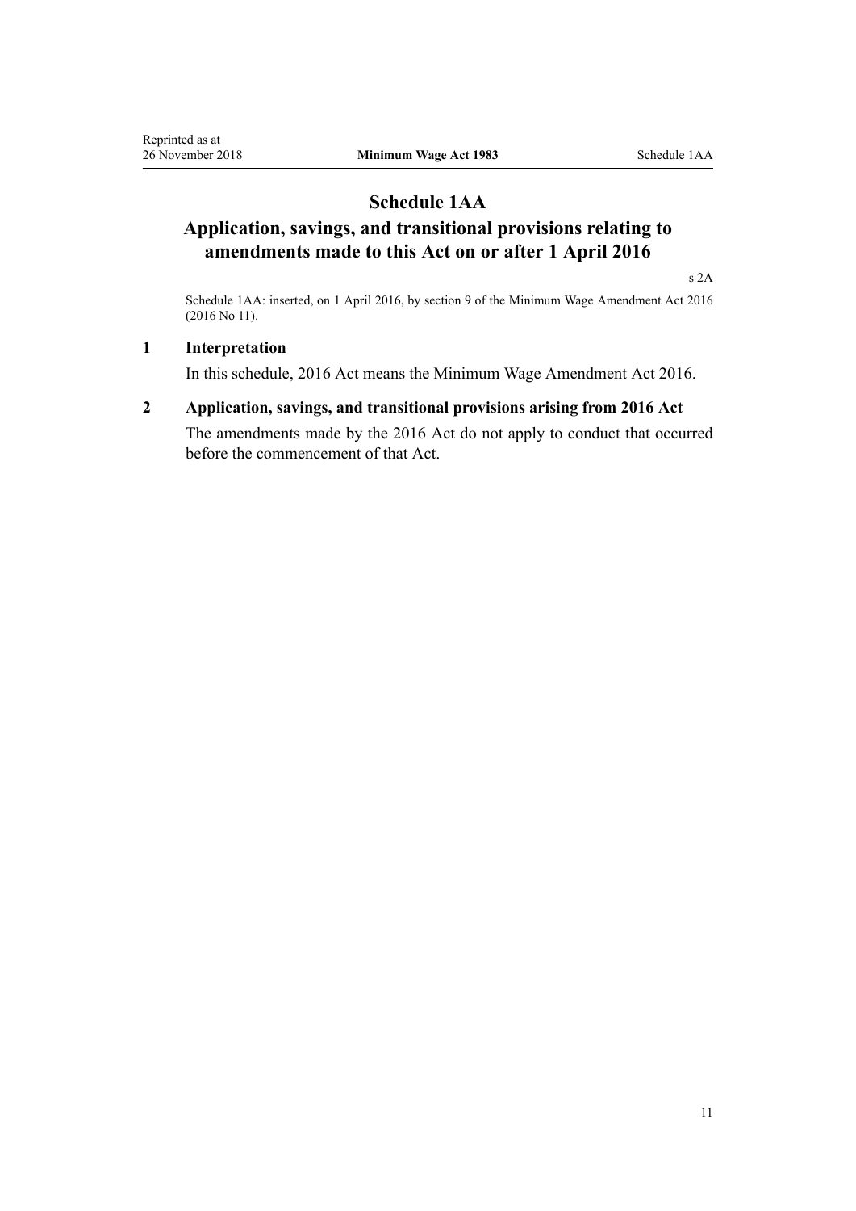# Schedule 1AA

## Application, savings, and transitional provisions relating to amendments made to this Act on or after 1 April 2016

s 2A

Schedule 1AA: inserted, on 1 April 2016, by section 9 of the Minimum Wage Amendment Act 2016 (2016 No 11).

### 1 Interpretation

In this schedule, 2016 Act means the Minimum Wage Amendment Act 2016.

### 2 Application, savings, and transitional provisions arising from 2016 Act

The amendments made by the 2016 Act do not apply to conduct that occurred before the commencement of that Act.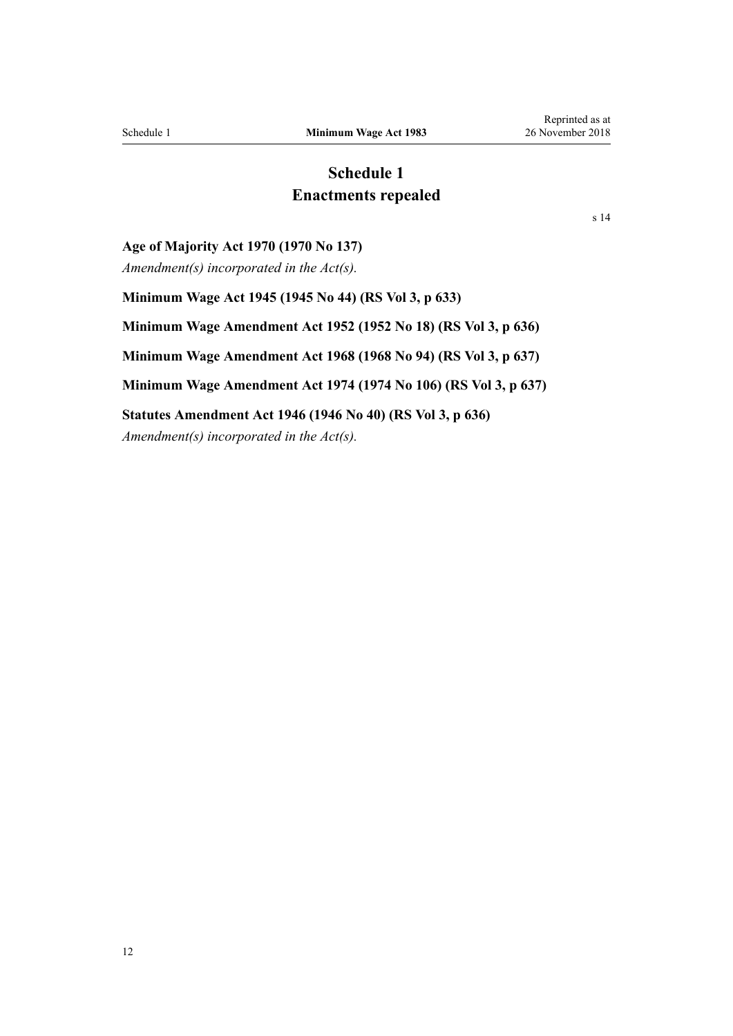# Schedule 1
# Enactments repealed

s 14

**Age of Majority Act 1970 (1970 No 137)**

*Amendment(s) incorporated in the Act(s).*

**Minimum Wage Act 1945 (1945 No 44) (RS Vol 3, p 633)**

**Minimum Wage Amendment Act 1952 (1952 No 18) (RS Vol 3, p 636)**

**Minimum Wage Amendment Act 1968 (1968 No 94) (RS Vol 3, p 637)**

**Minimum Wage Amendment Act 1974 (1974 No 106) (RS Vol 3, p 637)**

**Statutes Amendment Act 1946 (1946 No 40) (RS Vol 3, p 636)**

*Amendment(s) incorporated in the Act(s).*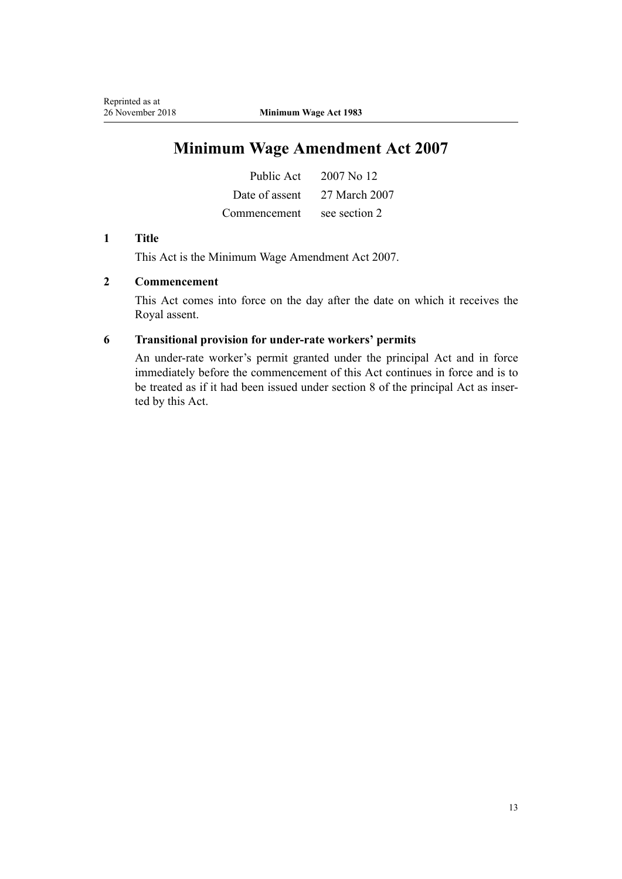# Minimum Wage Amendment Act 2007

| | |
|---|---|
| Public Act | 2007 No 12 |
| Date of assent | 27 March 2007 |
| Commencement | see section 2 |

### 1 Title

This Act is the Minimum Wage Amendment Act 2007.

### 2 Commencement

This Act comes into force on the day after the date on which it receives the Royal assent.

### 6 Transitional provision for under-rate workers' permits

An under-rate worker's permit granted under the principal Act and in force immediately before the commencement of this Act continues in force and is to be treated as if it had been issued under section 8 of the principal Act as inserted by this Act.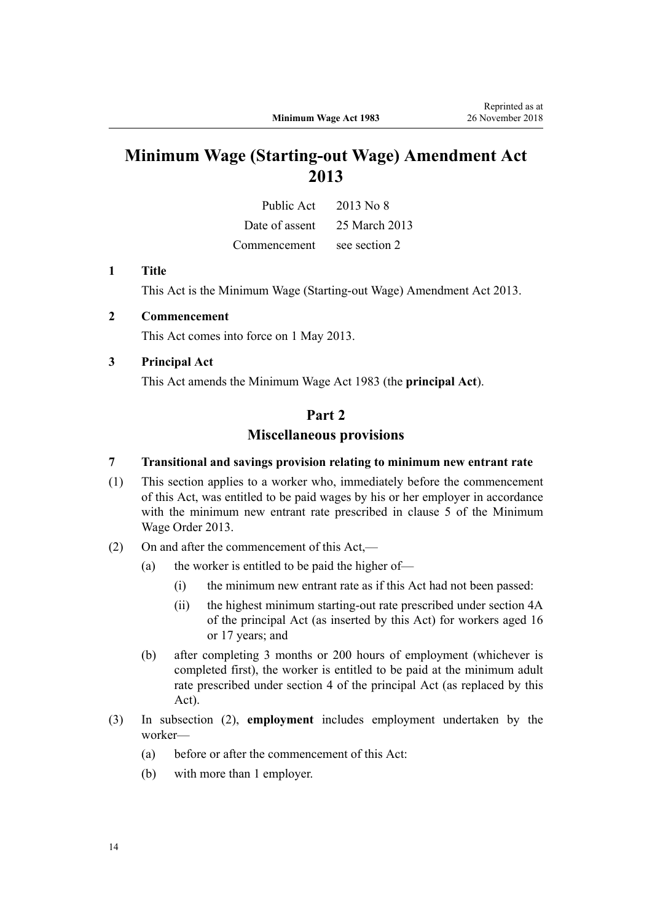# Minimum Wage (Starting-out Wage) Amendment Act 2013

| | |
|---|---|
| Public Act | 2013 No 8 |
| Date of assent | 25 March 2013 |
| Commencement | see section 2 |

**1 Title**

This Act is the Minimum Wage (Starting-out Wage) Amendment Act 2013.

**2 Commencement**

This Act comes into force on 1 May 2013.

**3 Principal Act**

This Act amends the Minimum Wage Act 1983 (the **principal Act**).

## Part 2
## Miscellaneous provisions

**7 Transitional and savings provision relating to minimum new entrant rate**

(1) This section applies to a worker who, immediately before the commencement of this Act, was entitled to be paid wages by his or her employer in accordance with the minimum new entrant rate prescribed in clause 5 of the Minimum Wage Order 2013.

(2) On and after the commencement of this Act,—

- (a) the worker is entitled to be paid the higher of—
  - (i) the minimum new entrant rate as if this Act had not been passed:
  - (ii) the highest minimum starting-out rate prescribed under section 4A of the principal Act (as inserted by this Act) for workers aged 16 or 17 years; and
- (b) after completing 3 months or 200 hours of employment (whichever is completed first), the worker is entitled to be paid at the minimum adult rate prescribed under section 4 of the principal Act (as replaced by this Act).

(3) In subsection (2), **employment** includes employment undertaken by the worker—

- (a) before or after the commencement of this Act:
- (b) with more than 1 employer.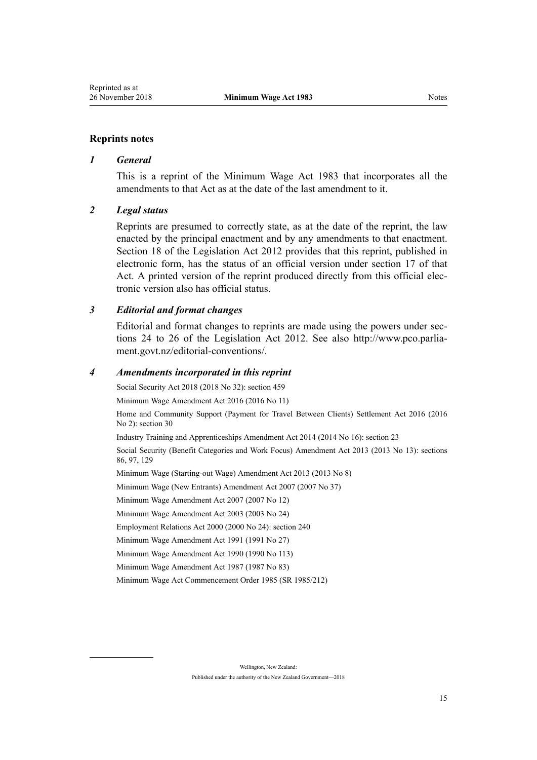## Reprints notes

### *1 General*

This is a reprint of the Minimum Wage Act 1983 that incorporates all the amendments to that Act as at the date of the last amendment to it.

### *2 Legal status*

Reprints are presumed to correctly state, as at the date of the reprint, the law enacted by the principal enactment and by any amendments to that enactment. Section 18 of the Legislation Act 2012 provides that this reprint, published in electronic form, has the status of an official version under section 17 of that Act. A printed version of the reprint produced directly from this official electronic version also has official status.

### *3 Editorial and format changes*

Editorial and format changes to reprints are made using the powers under sections 24 to 26 of the Legislation Act 2012. See also http://www.pco.parliament.govt.nz/editorial-conventions/.

### *4 Amendments incorporated in this reprint*

Social Security Act 2018 (2018 No 32): section 459

Minimum Wage Amendment Act 2016 (2016 No 11)

Home and Community Support (Payment for Travel Between Clients) Settlement Act 2016 (2016 No 2): section 30

Industry Training and Apprenticeships Amendment Act 2014 (2014 No 16): section 23

Social Security (Benefit Categories and Work Focus) Amendment Act 2013 (2013 No 13): sections 86, 97, 129

Minimum Wage (Starting-out Wage) Amendment Act 2013 (2013 No 8)

Minimum Wage (New Entrants) Amendment Act 2007 (2007 No 37)

Minimum Wage Amendment Act 2007 (2007 No 12)

Minimum Wage Amendment Act 2003 (2003 No 24)

Employment Relations Act 2000 (2000 No 24): section 240

Minimum Wage Amendment Act 1991 (1991 No 27)

Minimum Wage Amendment Act 1990 (1990 No 113)

Minimum Wage Amendment Act 1987 (1987 No 83)

Minimum Wage Act Commencement Order 1985 (SR 1985/212)

Wellington, New Zealand:

Published under the authority of the New Zealand Government—2018